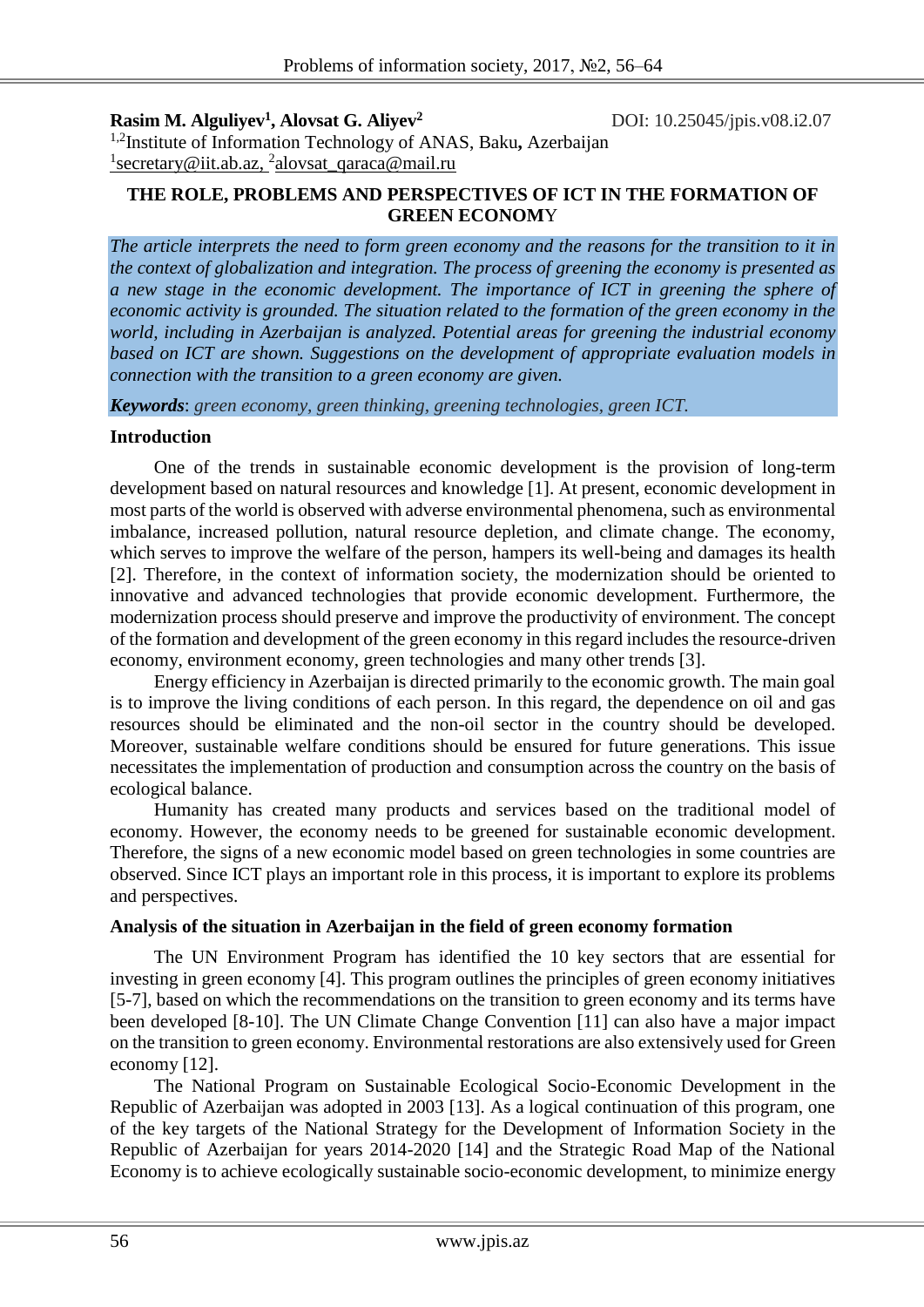**Rasim M. Alguliyev[1], Alovsat G. Aliyev[2]** DOI: 10.25045/jpis.v08.i2.07

[1,2]Institute of Information Technology of ANAS, Baku, Azerbaijan

[1]secretary@iit.ab.az, [2]alovsat_qaraca@mail.ru

# THE ROLE, PROBLEMS AND PERSPECTIVES OF ICT IN THE FORMATION OF GREEN ECONOMY

*The article interprets the need to form green economy and the reasons for the transition to it in the context of globalization and integration. The process of greening the economy is presented as a new stage in the economic development. The importance of ICT in greening the sphere of economic activity is grounded. The situation related to the formation of the green economy in the world, including in Azerbaijan is analyzed. Potential areas for greening the industrial economy based on ICT are shown. Suggestions on the development of appropriate evaluation models in connection with the transition to a green economy are given.*

***Keywords***: *green economy, green thinking, greening technologies, green ICT.*

## Introduction

One of the trends in sustainable economic development is the provision of long-term development based on natural resources and knowledge [1]. At present, economic development in most parts of the world is observed with adverse environmental phenomena, such as environmental imbalance, increased pollution, natural resource depletion, and climate change. The economy, which serves to improve the welfare of the person, hampers its well-being and damages its health [2]. Therefore, in the context of information society, the modernization should be oriented to innovative and advanced technologies that provide economic development. Furthermore, the modernization process should preserve and improve the productivity of environment. The concept of the formation and development of the green economy in this regard includes the resource-driven economy, environment economy, green technologies and many other trends [3].

Energy efficiency in Azerbaijan is directed primarily to the economic growth. The main goal is to improve the living conditions of each person. In this regard, the dependence on oil and gas resources should be eliminated and the non-oil sector in the country should be developed. Moreover, sustainable welfare conditions should be ensured for future generations. This issue necessitates the implementation of production and consumption across the country on the basis of ecological balance.

Humanity has created many products and services based on the traditional model of economy. However, the economy needs to be greened for sustainable economic development. Therefore, the signs of a new economic model based on green technologies in some countries are observed. Since ICT plays an important role in this process, it is important to explore its problems and perspectives.

## Analysis of the situation in Azerbaijan in the field of green economy formation

The UN Environment Program has identified the 10 key sectors that are essential for investing in green economy [4]. This program outlines the principles of green economy initiatives [5-7], based on which the recommendations on the transition to green economy and its terms have been developed [8-10]. The UN Climate Change Convention [11] can also have a major impact on the transition to green economy. Environmental restorations are also extensively used for Green economy [12].

The National Program on Sustainable Ecological Socio-Economic Development in the Republic of Azerbaijan was adopted in 2003 [13]. As a logical continuation of this program, one of the key targets of the National Strategy for the Development of Information Society in the Republic of Azerbaijan for years 2014-2020 [14] and the Strategic Road Map of the National Economy is to achieve ecologically sustainable socio-economic development, to minimize energy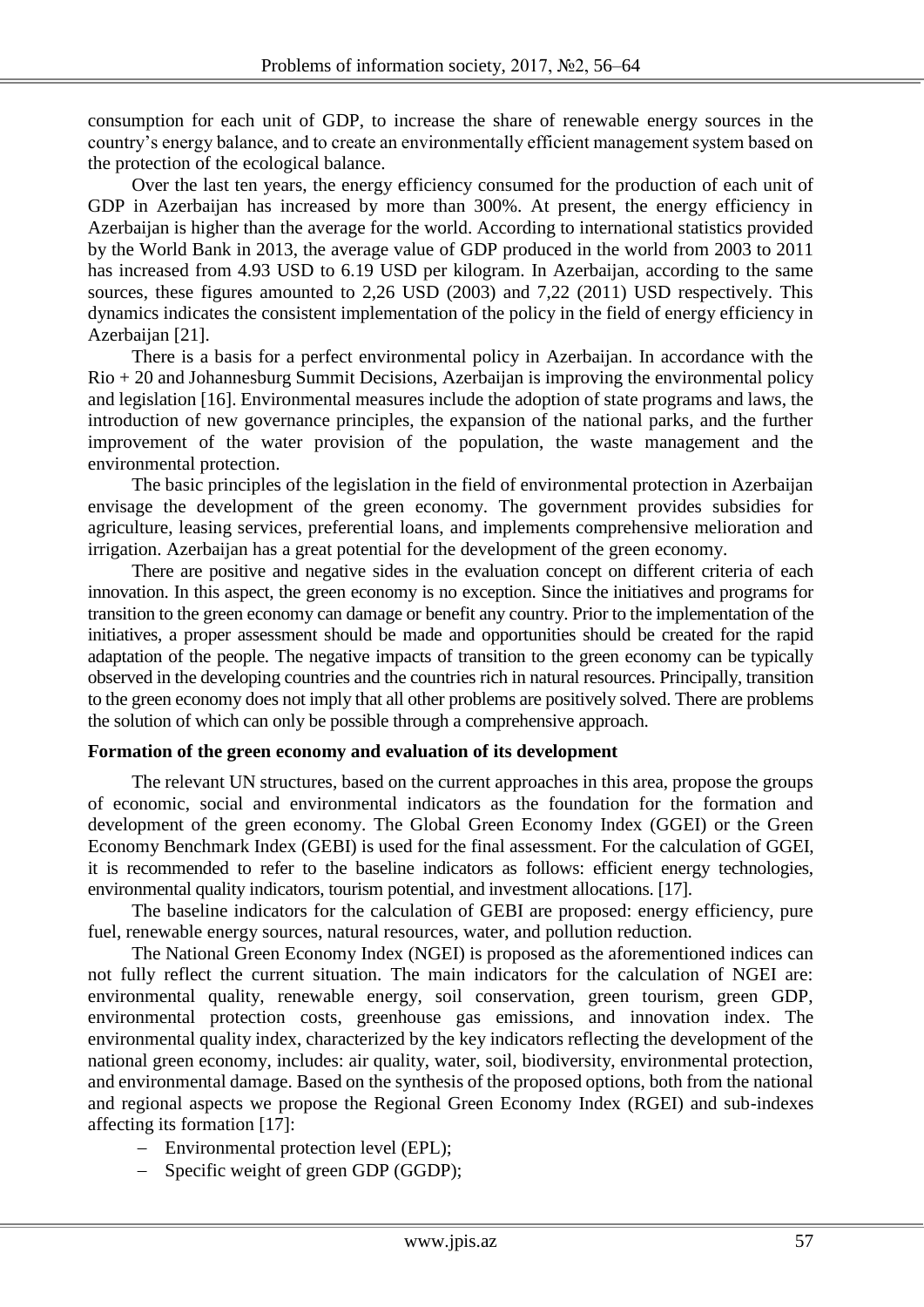consumption for each unit of GDP, to increase the share of renewable energy sources in the country's energy balance, and to create an environmentally efficient management system based on the protection of the ecological balance.

Over the last ten years, the energy efficiency consumed for the production of each unit of GDP in Azerbaijan has increased by more than 300%. At present, the energy efficiency in Azerbaijan is higher than the average for the world. According to international statistics provided by the World Bank in 2013, the average value of GDP produced in the world from 2003 to 2011 has increased from 4.93 USD to 6.19 USD per kilogram. In Azerbaijan, according to the same sources, these figures amounted to 2,26 USD (2003) and 7,22 (2011) USD respectively. This dynamics indicates the consistent implementation of the policy in the field of energy efficiency in Azerbaijan [21].

There is a basis for a perfect environmental policy in Azerbaijan. In accordance with the Rio + 20 and Johannesburg Summit Decisions, Azerbaijan is improving the environmental policy and legislation [16]. Environmental measures include the adoption of state programs and laws, the introduction of new governance principles, the expansion of the national parks, and the further improvement of the water provision of the population, the waste management and the environmental protection.

The basic principles of the legislation in the field of environmental protection in Azerbaijan envisage the development of the green economy. The government provides subsidies for agriculture, leasing services, preferential loans, and implements comprehensive melioration and irrigation. Azerbaijan has a great potential for the development of the green economy.

There are positive and negative sides in the evaluation concept on different criteria of each innovation. In this aspect, the green economy is no exception. Since the initiatives and programs for transition to the green economy can damage or benefit any country. Prior to the implementation of the initiatives, a proper assessment should be made and opportunities should be created for the rapid adaptation of the people. The negative impacts of transition to the green economy can be typically observed in the developing countries and the countries rich in natural resources. Principally, transition to the green economy does not imply that all other problems are positively solved. There are problems the solution of which can only be possible through a comprehensive approach.

**Formation of the green economy and evaluation of its development**

The relevant UN structures, based on the current approaches in this area, propose the groups of economic, social and environmental indicators as the foundation for the formation and development of the green economy. The Global Green Economy Index (GGEI) or the Green Economy Benchmark Index (GEBI) is used for the final assessment. For the calculation of GGEI, it is recommended to refer to the baseline indicators as follows: efficient energy technologies, environmental quality indicators, tourism potential, and investment allocations. [17].

The baseline indicators for the calculation of GEBI are proposed: energy efficiency, pure fuel, renewable energy sources, natural resources, water, and pollution reduction.

The National Green Economy Index (NGEI) is proposed as the aforementioned indices can not fully reflect the current situation. The main indicators for the calculation of NGEI are: environmental quality, renewable energy, soil conservation, green tourism, green GDP, environmental protection costs, greenhouse gas emissions, and innovation index. The environmental quality index, characterized by the key indicators reflecting the development of the national green economy, includes: air quality, water, soil, biodiversity, environmental protection, and environmental damage. Based on the synthesis of the proposed options, both from the national and regional aspects we propose the Regional Green Economy Index (RGEI) and sub-indexes affecting its formation [17]:

- Environmental protection level (EPL);
- Specific weight of green GDP (GGDP);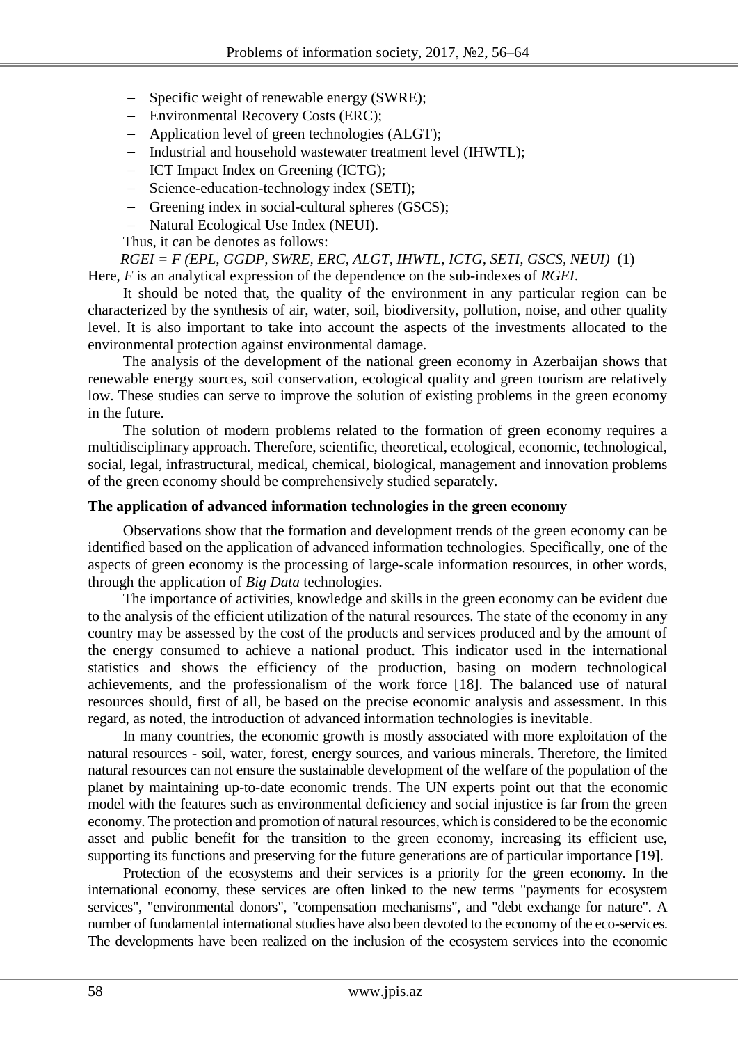- Specific weight of renewable energy (SWRE);
- Environmental Recovery Costs (ERC);
- Application level of green technologies (ALGT);
- Industrial and household wastewater treatment level (IHWTL);
- ICT Impact Index on Greening (ICTG);
- Science-education-technology index (SETI);
- Greening index in social-cultural spheres (GSCS);
- Natural Ecological Use Index (NEUI).

Thus, it can be denotes as follows:

$$RGEI = F\ (EPL, GGDP, SWRE, ERC, ALGT, IHWTL, ICTG, SETI, GSCS, NEUI) \quad (1)$$

Here, *F* is an analytical expression of the dependence on the sub-indexes of *RGEI*.

It should be noted that, the quality of the environment in any particular region can be characterized by the synthesis of air, water, soil, biodiversity, pollution, noise, and other quality level. It is also important to take into account the aspects of the investments allocated to the environmental protection against environmental damage.

The analysis of the development of the national green economy in Azerbaijan shows that renewable energy sources, soil conservation, ecological quality and green tourism are relatively low. These studies can serve to improve the solution of existing problems in the green economy in the future.

The solution of modern problems related to the formation of green economy requires a multidisciplinary approach. Therefore, scientific, theoretical, ecological, economic, technological, social, legal, infrastructural, medical, chemical, biological, management and innovation problems of the green economy should be comprehensively studied separately.

## The application of advanced information technologies in the green economy

Observations show that the formation and development trends of the green economy can be identified based on the application of advanced information technologies. Specifically, one of the aspects of green economy is the processing of large-scale information resources, in other words, through the application of *Big Data* technologies.

The importance of activities, knowledge and skills in the green economy can be evident due to the analysis of the efficient utilization of the natural resources. The state of the economy in any country may be assessed by the cost of the products and services produced and by the amount of the energy consumed to achieve a national product. This indicator used in the international statistics and shows the efficiency of the production, basing on modern technological achievements, and the professionalism of the work force [18]. The balanced use of natural resources should, first of all, be based on the precise economic analysis and assessment. In this regard, as noted, the introduction of advanced information technologies is inevitable.

In many countries, the economic growth is mostly associated with more exploitation of the natural resources - soil, water, forest, energy sources, and various minerals. Therefore, the limited natural resources can not ensure the sustainable development of the welfare of the population of the planet by maintaining up-to-date economic trends. The UN experts point out that the economic model with the features such as environmental deficiency and social injustice is far from the green economy. The protection and promotion of natural resources, which is considered to be the economic asset and public benefit for the transition to the green economy, increasing its efficient use, supporting its functions and preserving for the future generations are of particular importance [19].

Protection of the ecosystems and their services is a priority for the green economy. In the international economy, these services are often linked to the new terms "payments for ecosystem services", "environmental donors", "compensation mechanisms", and "debt exchange for nature". A number of fundamental international studies have also been devoted to the economy of the eco-services. The developments have been realized on the inclusion of the ecosystem services into the economic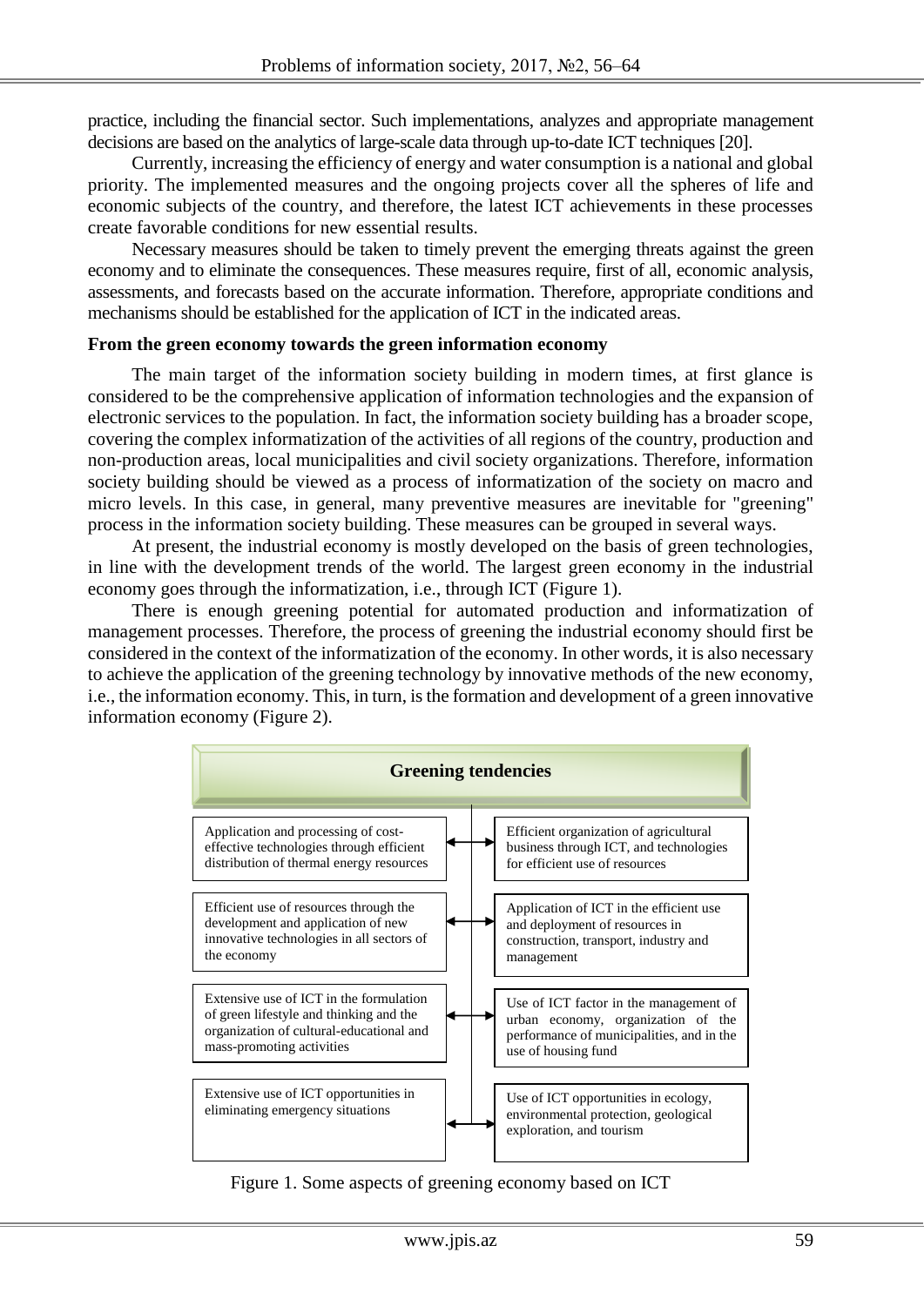practice, including the financial sector. Such implementations, analyzes and appropriate management decisions are based on the analytics of large-scale data through up-to-date ICT techniques [20].

Currently, increasing the efficiency of energy and water consumption is a national and global priority. The implemented measures and the ongoing projects cover all the spheres of life and economic subjects of the country, and therefore, the latest ICT achievements in these processes create favorable conditions for new essential results.

Necessary measures should be taken to timely prevent the emerging threats against the green economy and to eliminate the consequences. These measures require, first of all, economic analysis, assessments, and forecasts based on the accurate information. Therefore, appropriate conditions and mechanisms should be established for the application of ICT in the indicated areas.

**From the green economy towards the green information economy**

The main target of the information society building in modern times, at first glance is considered to be the comprehensive application of information technologies and the expansion of electronic services to the population. In fact, the information society building has a broader scope, covering the complex informatization of the activities of all regions of the country, production and non-production areas, local municipalities and civil society organizations. Therefore, information society building should be viewed as a process of informatization of the society on macro and micro levels. In this case, in general, many preventive measures are inevitable for "greening" process in the information society building. These measures can be grouped in several ways.

At present, the industrial economy is mostly developed on the basis of green technologies, in line with the development trends of the world. The largest green economy in the industrial economy goes through the informatization, i.e., through ICT (Figure 1).

There is enough greening potential for automated production and informatization of management processes. Therefore, the process of greening the industrial economy should first be considered in the context of the informatization of the economy. In other words, it is also necessary to achieve the application of the greening technology by innovative methods of the new economy, i.e., the information economy. This, in turn, is the formation and development of a green innovative information economy (Figure 2).

**Greening tendencies**

- Application and processing of cost-effective technologies through efficient distribution of thermal energy resources
- Efficient use of resources through the development and application of new innovative technologies in all sectors of the economy
- Extensive use of ICT in the formulation of green lifestyle and thinking and the organization of cultural-educational and mass-promoting activities
- Extensive use of ICT opportunities in eliminating emergency situations
- Efficient organization of agricultural business through ICT, and technologies for efficient use of resources
- Application of ICT in the efficient use and deployment of resources in construction, transport, industry and management
- Use of ICT factor in the management of urban economy, organization of the performance of municipalities, and in the use of housing fund
- Use of ICT opportunities in ecology, environmental protection, geological exploration, and tourism

Figure 1. Some aspects of greening economy based on ICT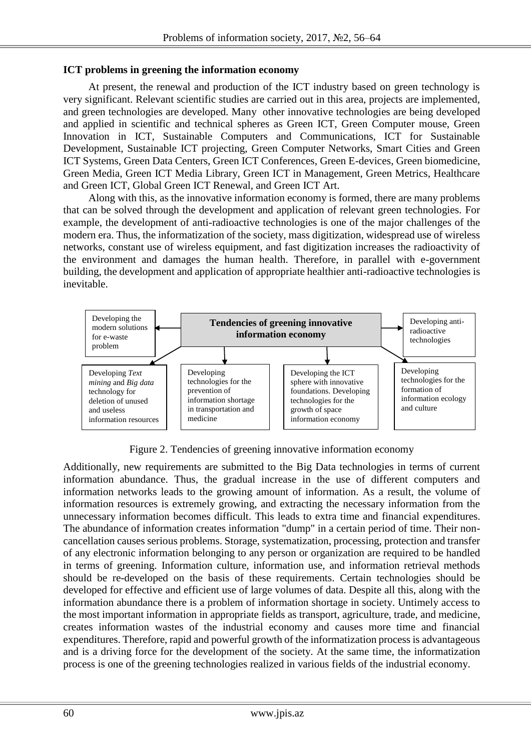**ICT problems in greening the information economy**

At present, the renewal and production of the ICT industry based on green technology is very significant. Relevant scientific studies are carried out in this area, projects are implemented, and green technologies are developed. Many other innovative technologies are being developed and applied in scientific and technical spheres as Green ICT, Green Computer mouse, Green Innovation in ICT, Sustainable Computers and Communications, ICT for Sustainable Development, Sustainable ICT projecting, Green Computer Networks, Smart Cities and Green ICT Systems, Green Data Centers, Green ICT Conferences, Green E-devices, Green biomedicine, Green Media, Green ICT Media Library, Green ICT in Management, Green Metrics, Healthcare and Green ICT, Global Green ICT Renewal, and Green ICT Art.

Along with this, as the innovative information economy is formed, there are many problems that can be solved through the development and application of relevant green technologies. For example, the development of anti-radioactive technologies is one of the major challenges of the modern era. Thus, the informatization of the society, mass digitization, widespread use of wireless networks, constant use of wireless equipment, and fast digitization increases the radioactivity of the environment and damages the human health. Therefore, in parallel with e-government building, the development and application of appropriate healthier anti-radioactive technologies is inevitable.

**Tendencies of greening innovative information economy**

- Developing the modern solutions for e-waste problem
- Developing anti-radioactive technologies
- Developing *Text mining* and *Big data* technology for deletion of unused and useless information resources
- Developing technologies for the prevention of information shortage in transportation and medicine
- Developing the ICT sphere with innovative foundations. Developing technologies for the growth of space information economy
- Developing technologies for the formation of information ecology and culture

Figure 2. Tendencies of greening innovative information economy

Additionally, new requirements are submitted to the Big Data technologies in terms of current information abundance. Thus, the gradual increase in the use of different computers and information networks leads to the growing amount of information. As a result, the volume of information resources is extremely growing, and extracting the necessary information from the unnecessary information becomes difficult. This leads to extra time and financial expenditures. The abundance of information creates information "dump" in a certain period of time. Their non-cancellation causes serious problems. Storage, systematization, processing, protection and transfer of any electronic information belonging to any person or organization are required to be handled in terms of greening. Information culture, information use, and information retrieval methods should be re-developed on the basis of these requirements. Certain technologies should be developed for effective and efficient use of large volumes of data. Despite all this, along with the information abundance there is a problem of information shortage in society. Untimely access to the most important information in appropriate fields as transport, agriculture, trade, and medicine, creates information wastes of the industrial economy and causes more time and financial expenditures. Therefore, rapid and powerful growth of the informatization process is advantageous and is a driving force for the development of the society. At the same time, the informatization process is one of the greening technologies realized in various fields of the industrial economy.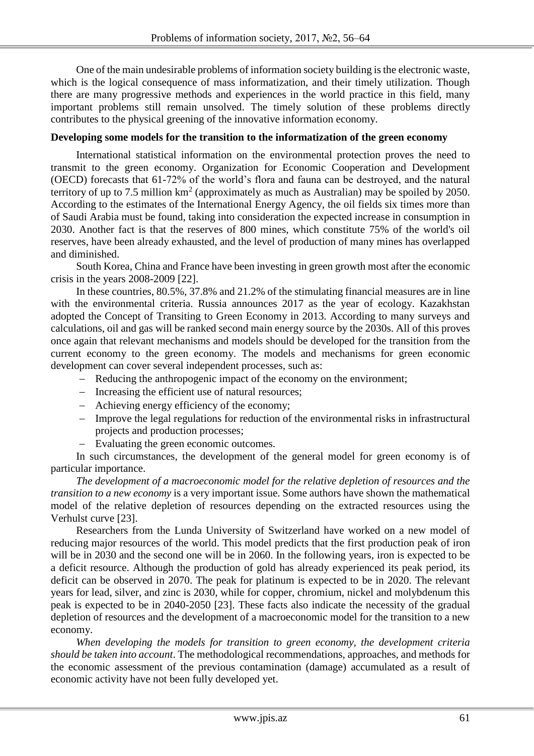One of the main undesirable problems of information society building is the electronic waste, which is the logical consequence of mass informatization, and their timely utilization. Though there are many progressive methods and experiences in the world practice in this field, many important problems still remain unsolved. The timely solution of these problems directly contributes to the physical greening of the innovative information economy.

**Developing some models for the transition to the informatization of the green economy**

International statistical information on the environmental protection proves the need to transmit to the green economy. Organization for Economic Cooperation and Development (OECD) forecasts that 61-72% of the world's flora and fauna can be destroyed, and the natural territory of up to 7.5 million $km^2$ (approximately as much as Australian) may be spoiled by 2050. According to the estimates of the International Energy Agency, the oil fields six times more than of Saudi Arabia must be found, taking into consideration the expected increase in consumption in 2030. Another fact is that the reserves of 800 mines, which constitute 75% of the world's oil reserves, have been already exhausted, and the level of production of many mines has overlapped and diminished.

South Korea, China and France have been investing in green growth most after the economic crisis in the years 2008-2009 [22].

In these countries, 80.5%, 37.8% and 21.2% of the stimulating financial measures are in line with the environmental criteria. Russia announces 2017 as the year of ecology. Kazakhstan adopted the Concept of Transiting to Green Economy in 2013. According to many surveys and calculations, oil and gas will be ranked second main energy source by the 2030s. All of this proves once again that relevant mechanisms and models should be developed for the transition from the current economy to the green economy. The models and mechanisms for green economic development can cover several independent processes, such as:

- Reducing the anthropogenic impact of the economy on the environment;
- Increasing the efficient use of natural resources;
- Achieving energy efficiency of the economy;
- Improve the legal regulations for reduction of the environmental risks in infrastructural projects and production processes;
- Evaluating the green economic outcomes.

In such circumstances, the development of the general model for green economy is of particular importance.

*The development of a macroeconomic model for the relative depletion of resources and the transition to a new economy* is a very important issue. Some authors have shown the mathematical model of the relative depletion of resources depending on the extracted resources using the Verhulst curve [23].

Researchers from the Lunda University of Switzerland have worked on a new model of reducing major resources of the world. This model predicts that the first production peak of iron will be in 2030 and the second one will be in 2060. In the following years, iron is expected to be a deficit resource. Although the production of gold has already experienced its peak period, its deficit can be observed in 2070. The peak for platinum is expected to be in 2020. The relevant years for lead, silver, and zinc is 2030, while for copper, chromium, nickel and molybdenum this peak is expected to be in 2040-2050 [23]. These facts also indicate the necessity of the gradual depletion of resources and the development of a macroeconomic model for the transition to a new economy.

*When developing the models for transition to green economy, the development criteria should be taken into account*. The methodological recommendations, approaches, and methods for the economic assessment of the previous contamination (damage) accumulated as a result of economic activity have not been fully developed yet.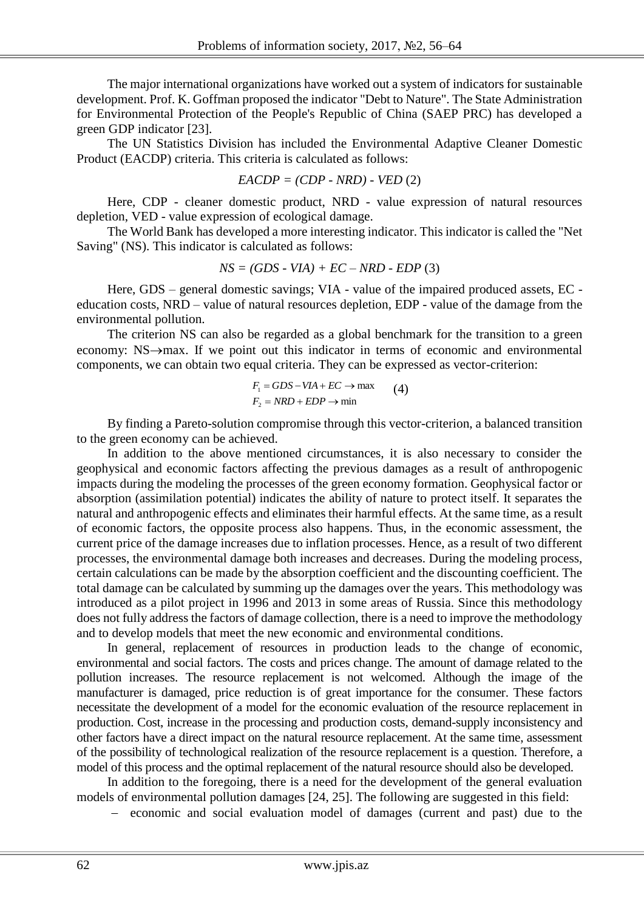The major international organizations have worked out a system of indicators for sustainable development. Prof. K. Goffman proposed the indicator "Debt to Nature". The State Administration for Environmental Protection of the People's Republic of China (SAEP PRC) has developed a green GDP indicator [23].

The UN Statistics Division has included the Environmental Adaptive Cleaner Domestic Product (EACDP) criteria. This criteria is calculated as follows:

$$EACDP = (CDP - NRD) - VED \quad (2)$$

Here, CDP - cleaner domestic product, NRD - value expression of natural resources depletion, VED - value expression of ecological damage.

The World Bank has developed a more interesting indicator. This indicator is called the "Net Saving" (NS). This indicator is calculated as follows:

$$NS = (GDS - VIA) + EC - NRD - EDP \quad (3)$$

Here, GDS – general domestic savings; VIA - value of the impaired produced assets, EC - education costs, NRD – value of natural resources depletion, EDP - value of the damage from the environmental pollution.

The criterion NS can also be regarded as a global benchmark for the transition to a green economy: $NS \rightarrow \max$. If we point out this indicator in terms of economic and environmental components, we can obtain two equal criteria. They can be expressed as vector-criterion:

$$\begin{aligned} F_1 &= GDS - VIA + EC \rightarrow \max \\ F_2 &= NRD + EDP \rightarrow \min \end{aligned} \quad (4)$$

By finding a Pareto-solution compromise through this vector-criterion, a balanced transition to the green economy can be achieved.

In addition to the above mentioned circumstances, it is also necessary to consider the geophysical and economic factors affecting the previous damages as a result of anthropogenic impacts during the modeling the processes of the green economy formation. Geophysical factor or absorption (assimilation potential) indicates the ability of nature to protect itself. It separates the natural and anthropogenic effects and eliminates their harmful effects. At the same time, as a result of economic factors, the opposite process also happens. Thus, in the economic assessment, the current price of the damage increases due to inflation processes. Hence, as a result of two different processes, the environmental damage both increases and decreases. During the modeling process, certain calculations can be made by the absorption coefficient and the discounting coefficient. The total damage can be calculated by summing up the damages over the years. This methodology was introduced as a pilot project in 1996 and 2013 in some areas of Russia. Since this methodology does not fully address the factors of damage collection, there is a need to improve the methodology and to develop models that meet the new economic and environmental conditions.

In general, replacement of resources in production leads to the change of economic, environmental and social factors. The costs and prices change. The amount of damage related to the pollution increases. The resource replacement is not welcomed. Although the image of the manufacturer is damaged, price reduction is of great importance for the consumer. These factors necessitate the development of a model for the economic evaluation of the resource replacement in production. Cost, increase in the processing and production costs, demand-supply inconsistency and other factors have a direct impact on the natural resource replacement. At the same time, assessment of the possibility of technological realization of the resource replacement is a question. Therefore, a model of this process and the optimal replacement of the natural resource should also be developed.

In addition to the foregoing, there is a need for the development of the general evaluation models of environmental pollution damages [24, 25]. The following are suggested in this field:

- economic and social evaluation model of damages (current and past) due to the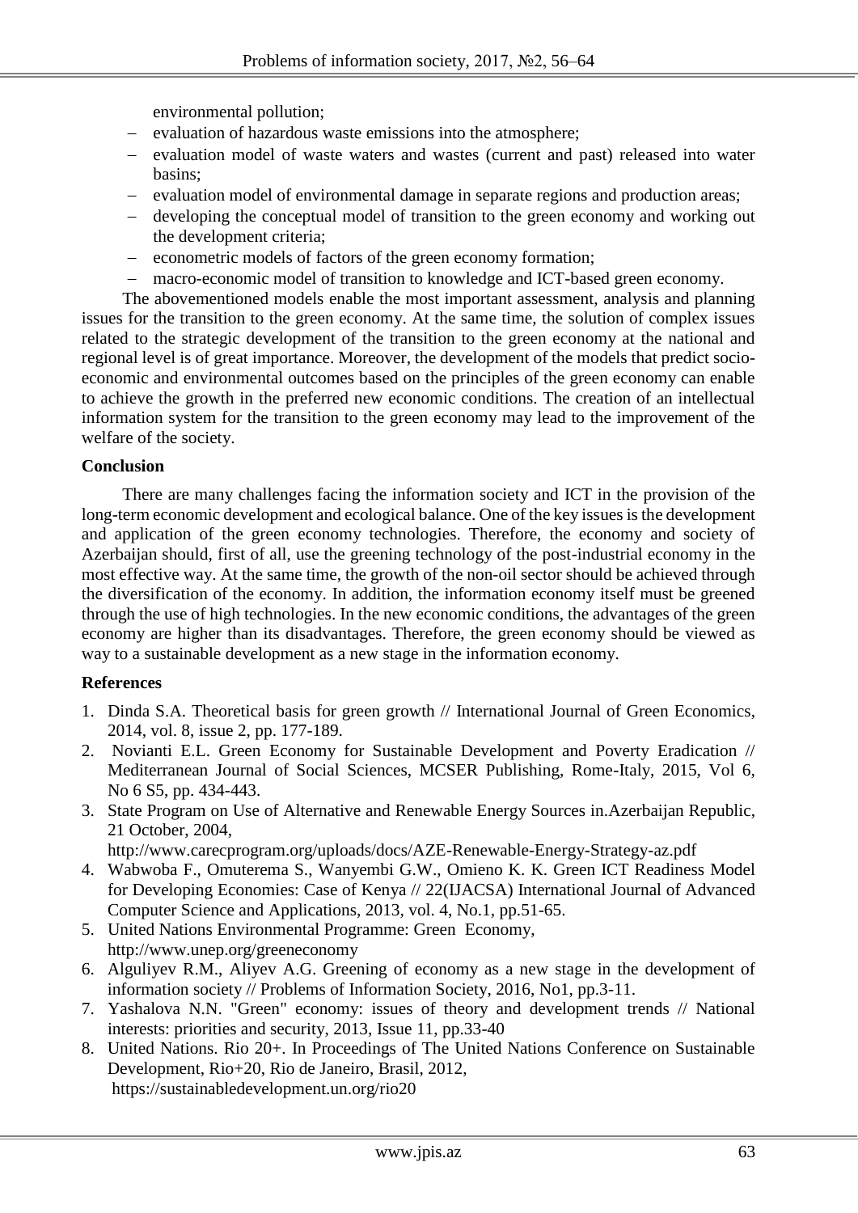environmental pollution;

- evaluation of hazardous waste emissions into the atmosphere;
- evaluation model of waste waters and wastes (current and past) released into water basins;
- evaluation model of environmental damage in separate regions and production areas;
- developing the conceptual model of transition to the green economy and working out the development criteria;
- econometric models of factors of the green economy formation;
- macro-economic model of transition to knowledge and ICT-based green economy.

The abovementioned models enable the most important assessment, analysis and planning issues for the transition to the green economy. At the same time, the solution of complex issues related to the strategic development of the transition to the green economy at the national and regional level is of great importance. Moreover, the development of the models that predict socio-economic and environmental outcomes based on the principles of the green economy can enable to achieve the growth in the preferred new economic conditions. The creation of an intellectual information system for the transition to the green economy may lead to the improvement of the welfare of the society.

## Conclusion

There are many challenges facing the information society and ICT in the provision of the long-term economic development and ecological balance. One of the key issues is the development and application of the green economy technologies. Therefore, the economy and society of Azerbaijan should, first of all, use the greening technology of the post-industrial economy in the most effective way. At the same time, the growth of the non-oil sector should be achieved through the diversification of the economy. In addition, the information economy itself must be greened through the use of high technologies. In the new economic conditions, the advantages of the green economy are higher than its disadvantages. Therefore, the green economy should be viewed as way to a sustainable development as a new stage in the information economy.

## References

1. Dinda S.A. Theoretical basis for green growth // International Journal of Green Economics, 2014, vol. 8, issue 2, pp. 177-189.
2. Novianti E.L. Green Economy for Sustainable Development and Poverty Eradication // Mediterranean Journal of Social Sciences, MCSER Publishing, Rome-Italy, 2015, Vol 6, No 6 S5, pp. 434-443.
3. State Program on Use of Alternative and Renewable Energy Sources in.Azerbaijan Republic, 21 October, 2004, http://www.carecprogram.org/uploads/docs/AZE-Renewable-Energy-Strategy-az.pdf
4. Wabwoba F., Omuterema S., Wanyembi G.W., Omieno K. K. Green ICT Readiness Model for Developing Economies: Case of Kenya // 22(IJACSA) International Journal of Advanced Computer Science and Applications, 2013, vol. 4, No.1, pp.51-65.
5. United Nations Environmental Programme: Green Economy, http://www.unep.org/greeneconomy
6. Alguliyev R.M., Aliyev A.G. Greening of economy as a new stage in the development of information society // Problems of Information Society, 2016, No1, pp.3-11.
7. Yashalova N.N. "Green" economy: issues of theory and development trends // National interests: priorities and security, 2013, Issue 11, pp.33-40
8. United Nations. Rio 20+. In Proceedings of The United Nations Conference on Sustainable Development, Rio+20, Rio de Janeiro, Brasil, 2012, https://sustainabledevelopment.un.org/rio20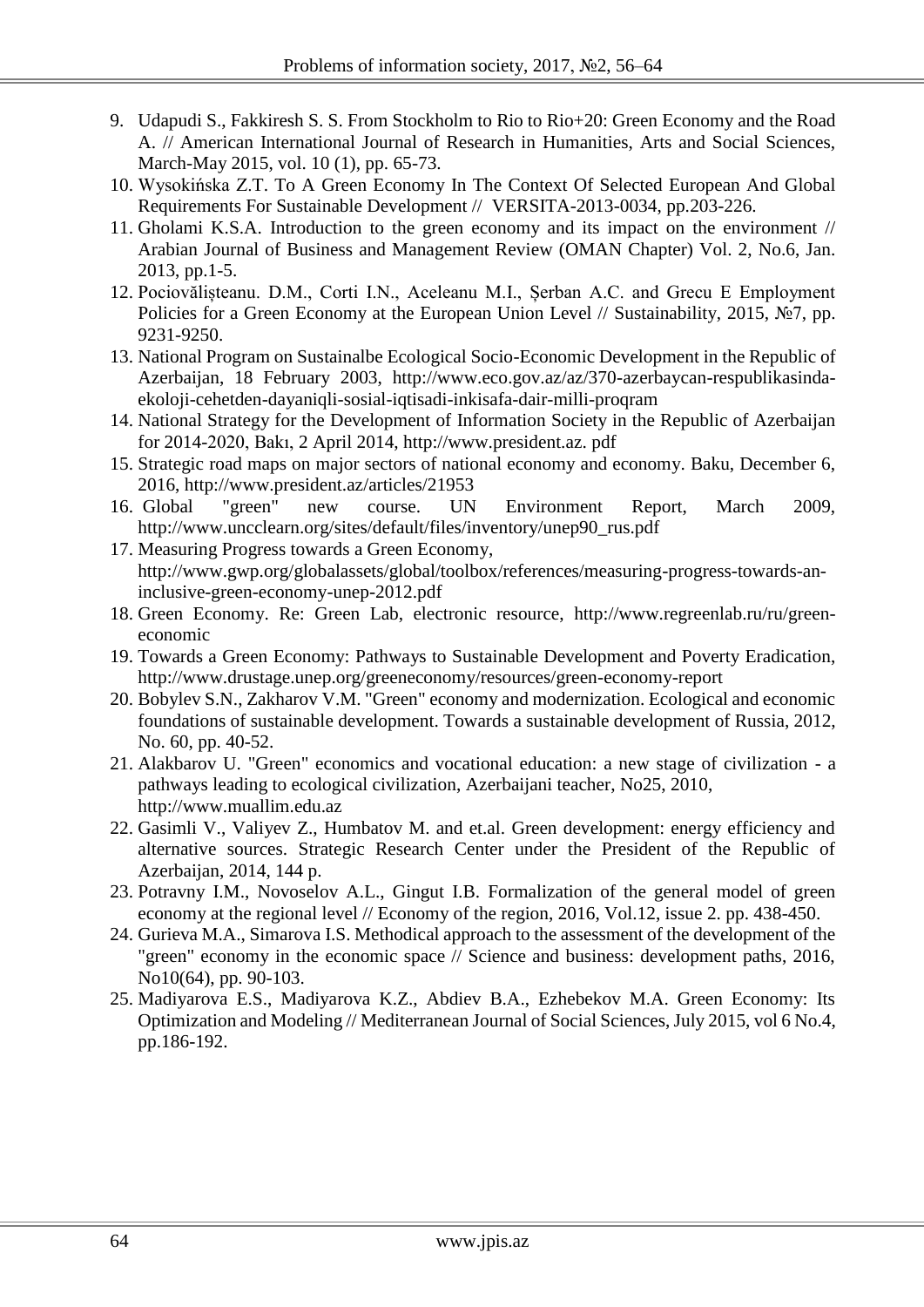9. Udapudi S., Fakkiresh S. S. From Stockholm to Rio to Rio+20: Green Economy and the Road A. // American International Journal of Research in Humanities, Arts and Social Sciences, March-May 2015, vol. 10 (1), pp. 65-73.
10. Wysokińska Z.T. To A Green Economy In The Context Of Selected European And Global Requirements For Sustainable Development // VERSITA-2013-0034, pp.203-226.
11. Gholami K.S.A. Introduction to the green economy and its impact on the environment // Arabian Journal of Business and Management Review (OMAN Chapter) Vol. 2, No.6, Jan. 2013, pp.1-5.
12. Pociovălișteanu. D.M., Corti I.N., Aceleanu M.I., Șerban A.C. and Grecu E Employment Policies for a Green Economy at the European Union Level // Sustainability, 2015, №7, pp. 9231-9250.
13. National Program on Sustainalbe Ecological Socio-Economic Development in the Republic of Azerbaijan, 18 February 2003, http://www.eco.gov.az/az/370-azerbaycan-respublikasinda-ekoloji-cehetden-dayaniqli-sosial-iqtisadi-inkisafa-dair-milli-proqram
14. National Strategy for the Development of Information Society in the Republic of Azerbaijan for 2014-2020, Bakı, 2 April 2014, http://www.president.az. pdf
15. Strategic road maps on major sectors of national economy and economy. Baku, December 6, 2016, http://www.president.az/articles/21953
16. Global "green" new course. UN Environment Report, March 2009, http://www.uncclearn.org/sites/default/files/inventory/unep90_rus.pdf
17. Measuring Progress towards a Green Economy, http://www.gwp.org/globalassets/global/toolbox/references/measuring-progress-towards-an-inclusive-green-economy-unep-2012.pdf
18. Green Economy. Re: Green Lab, electronic resource, http://www.regreenlab.ru/ru/green-economic
19. Towards a Green Economy: Pathways to Sustainable Development and Poverty Eradication, http://www.drustage.unep.org/greeneconomy/resources/green-economy-report
20. Bobylev S.N., Zakharov V.M. "Green" economy and modernization. Ecological and economic foundations of sustainable development. Towards a sustainable development of Russia, 2012, No. 60, pp. 40-52.
21. Alakbarov U. "Green" economics and vocational education: a new stage of civilization - a pathways leading to ecological civilization, Azerbaijani teacher, No25, 2010, http://www.muallim.edu.az
22. Gasimli V., Valiyev Z., Humbatov M. and et.al. Green development: energy efficiency and alternative sources. Strategic Research Center under the President of the Republic of Azerbaijan, 2014, 144 p.
23. Potravny I.M., Novoselov A.L., Gingut I.B. Formalization of the general model of green economy at the regional level // Economy of the region, 2016, Vol.12, issue 2. pp. 438-450.
24. Gurieva M.A., Simarova I.S. Methodical approach to the assessment of the development of the "green" economy in the economic space // Science and business: development paths, 2016, No10(64), pp. 90-103.
25. Madiyarova E.S., Madiyarova K.Z., Abdiev B.A., Ezhebekov M.A. Green Economy: Its Optimization and Modeling // Mediterranean Journal of Social Sciences, July 2015, vol 6 No.4, pp.186-192.